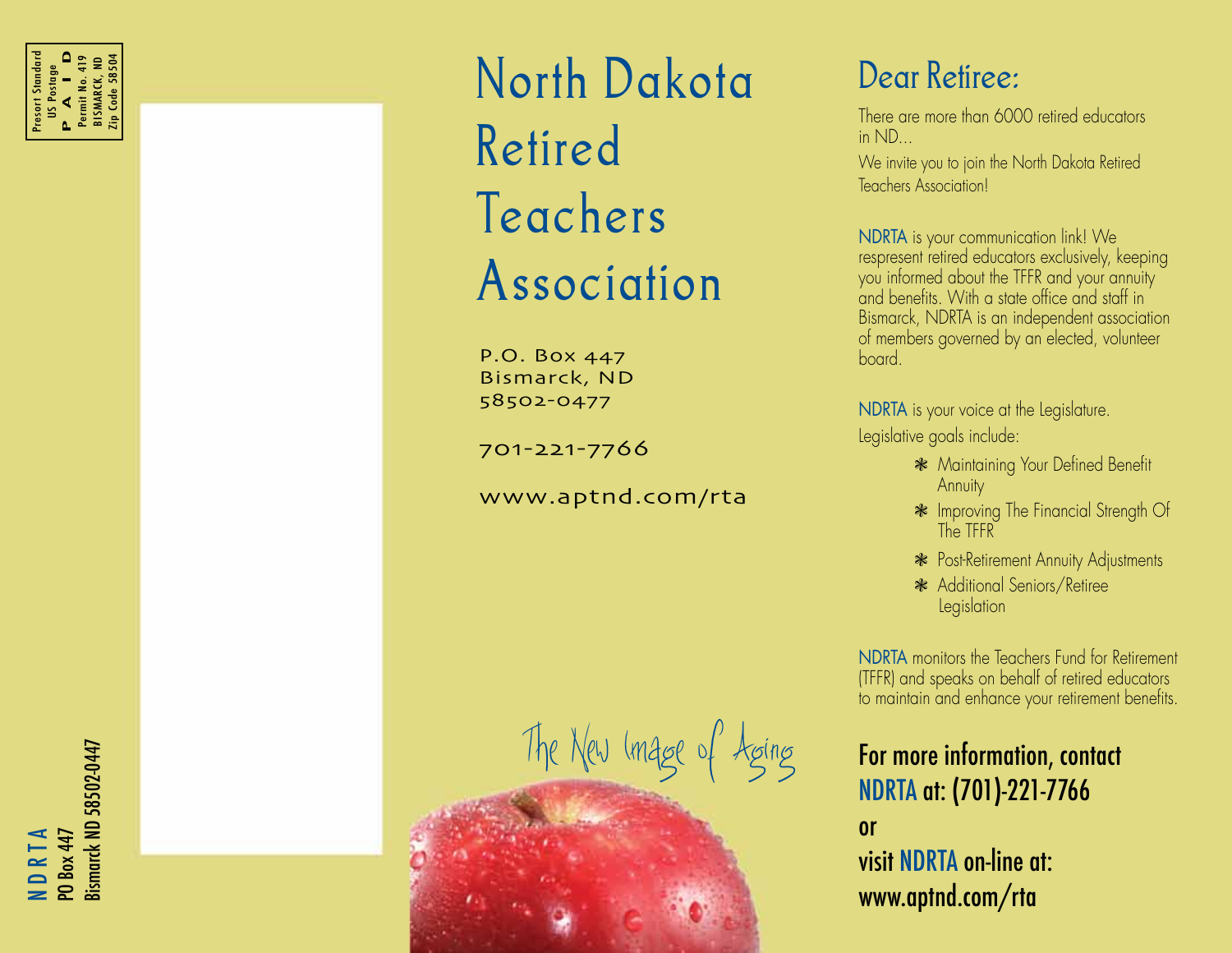Presort Standard
US Postage
PAID
Permit No. 419
BISMARCK, ND
Zip Code 58504

NDRTA
PO Box 447
Bismarck ND 58502-0447

# North Dakota Retired Teachers Association

P.O. Box 447
Bismarck, ND
58502-0477

701-221-7766

www.aptnd.com/rta

*The New Image of Aging*

## Dear Retiree:

There are more than 6000 retired educators in ND...

We invite you to join the North Dakota Retired Teachers Association!

NDRTA is your communication link! We respresent retired educators exclusively, keeping you informed about the TFFR and your annuity and benefits. With a state office and staff in Bismarck, NDRTA is an independent association of members governed by an elected, volunteer board.

NDRTA is your voice at the Legislature.
Legislative goals include:

- Maintaining Your Defined Benefit Annuity
- Improving The Financial Strength Of The TFFR
- Post-Retirement Annuity Adjustments
- Additional Seniors/Retiree Legislation

NDRTA monitors the Teachers Fund for Retirement (TFFR) and speaks on behalf of retired educators to maintain and enhance your retirement benefits.

**For more information, contact NDRTA at: (701)-221-7766**
**or**
**visit NDRTA on-line at: www.aptnd.com/rta**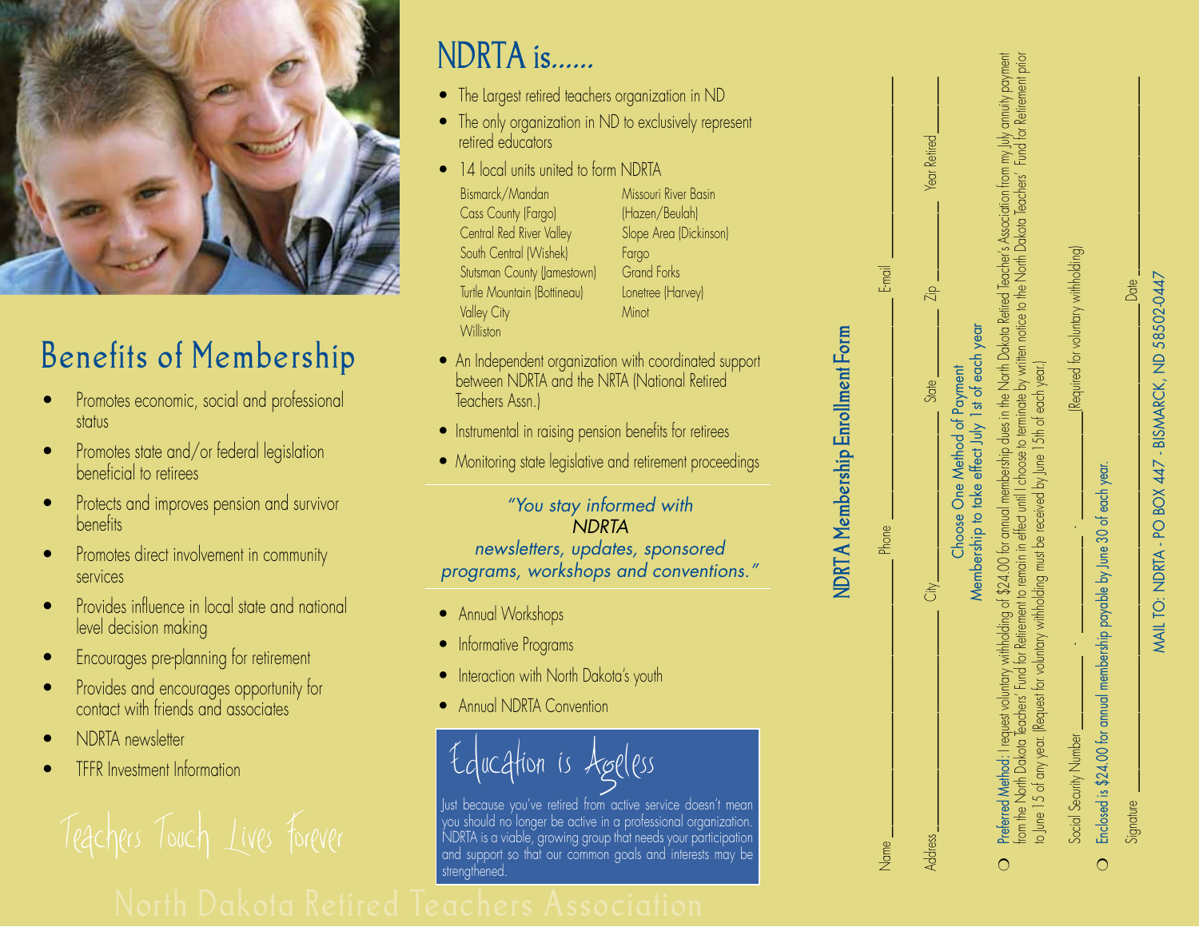## Benefits of Membership

- Promotes economic, social and professional status
- Promotes state and/or federal legislation beneficial to retirees
- Protects and improves pension and survivor benefits
- Promotes direct involvement in community services
- Provides influence in local state and national level decision making
- Encourages pre-planning for retirement
- Provides and encourages opportunity for contact with friends and associates
- NDRTA newsletter
- TFFR Investment Information

Teachers Touch Lives Forever

North Dakota Retired Teachers Association

## NDRTA is......

- The Largest retired teachers organization in ND
- The only organization in ND to exclusively represent retired educators
- 14 local units united to form NDRTA

| | |
|---|---|
| Bismarck/Mandan | Missouri River Basin (Hazen/Beulah) |
| Cass County (Fargo) | Slope Area (Dickinson) |
| Central Red River Valley | Fargo |
| South Central (Wishek) | Grand Forks |
| Stutsman County (Jamestown) | Lonetree (Harvey) |
| Turtle Mountain (Bottineau) | Minot |
| Valley City | |
| Williston | |

- An Independent organization with coordinated support between NDRTA and the NRTA (National Retired Teachers Assn.)
- Instrumental in raising pension benefits for retirees
- Monitoring state legislative and retirement proceedings

*"You stay informed with NDRTA newsletters, updates, sponsored programs, workshops and conventions."*

- Annual Workshops
- Informative Programs
- Interaction with North Dakota's youth
- Annual NDRTA Convention

### Education is Ageless

Just because you've retired from active service doesn't mean you should no longer be active in a professional organization. NDRTA is a viable, growing group that needs your participation and support so that our common goals and interests may be strengthened.

## NDRTA Membership Enrollment Form

Name \_\_\_\_\_\_\_\_\_\_ Phone \_\_\_\_\_\_\_\_\_\_ E-mail \_\_\_\_\_\_\_\_\_\_

Address \_\_\_\_\_\_\_\_\_\_ City \_\_\_\_\_\_\_\_\_\_ State \_\_\_\_\_\_\_\_\_\_ Zip \_\_\_\_\_\_\_\_\_\_ Year Retired \_\_\_\_\_\_\_\_\_\_

**Choose One Method of Payment**
**Membership to take effect July 1st of each year**

○ Preferred Method: I request voluntary withholding of $24.00 for annual membership dues in the North Dakota Retired Teacher's Association from my July annuity payment from the North Dakota Teachers' Fund for Retirement to remain in effect until I choose to terminate by written notice to the North Dakota Teachers' Fund for Retirement prior to June 15 of any year. (Request for voluntary withholding must be received by June 15th of each year.)

Social Security Number \_\_\_\_ - \_\_\_\_ - \_\_\_\_ (Required for voluntary withholding)

○ Enclosed is $24.00 for annual membership payable by June 30 of each year.

Signature \_\_\_\_\_\_\_\_\_\_ Date \_\_\_\_\_\_\_\_\_\_

MAIL TO: NDRTA - PO BOX 447 - BISMARCK, ND 58502-0447